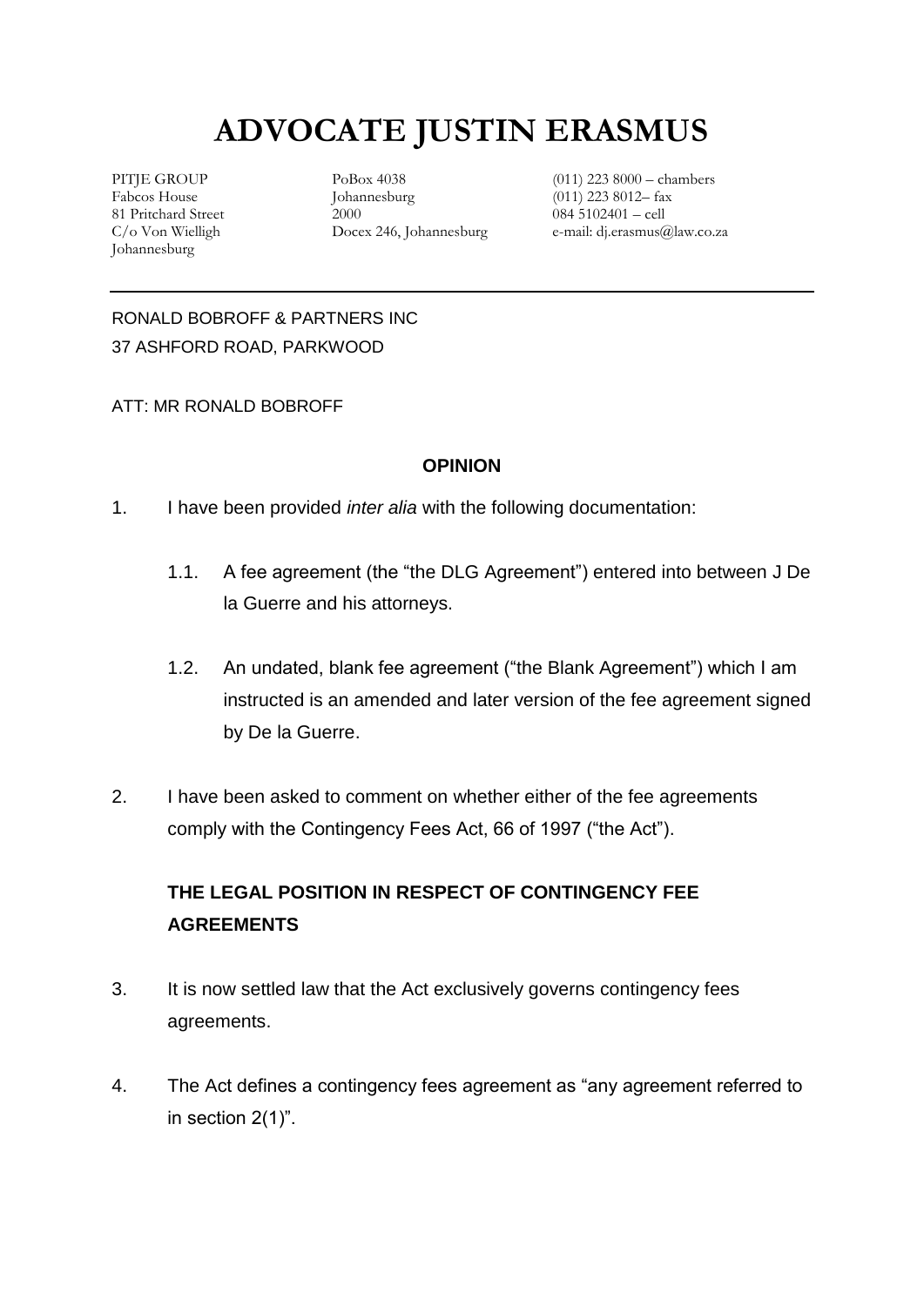# ADVOCATE JUSTIN ERASMUS

PITJE GROUP
Fabcos House
81 Pritchard Street
C/o Von Wielligh
Johannesburg

PoBox 4038
Johannesburg
2000
Docex 246, Johannesburg

(011) 223 8000 – chambers
(011) 223 8012– fax
084 5102401 – cell
e-mail: dj.erasmus@law.co.za

---

RONALD BOBROFF & PARTNERS INC
37 ASHFORD ROAD, PARKWOOD

ATT: MR RONALD BOBROFF

**OPINION**

1. I have been provided *inter alia* with the following documentation:

    1.1. A fee agreement (the "the DLG Agreement") entered into between J De la Guerre and his attorneys.

    1.2. An undated, blank fee agreement ("the Blank Agreement") which I am instructed is an amended and later version of the fee agreement signed by De la Guerre.

2. I have been asked to comment on whether either of the fee agreements comply with the Contingency Fees Act, 66 of 1997 ("the Act").

**THE LEGAL POSITION IN RESPECT OF CONTINGENCY FEE AGREEMENTS**

3. It is now settled law that the Act exclusively governs contingency fees agreements.

4. The Act defines a contingency fees agreement as "any agreement referred to in section 2(1)".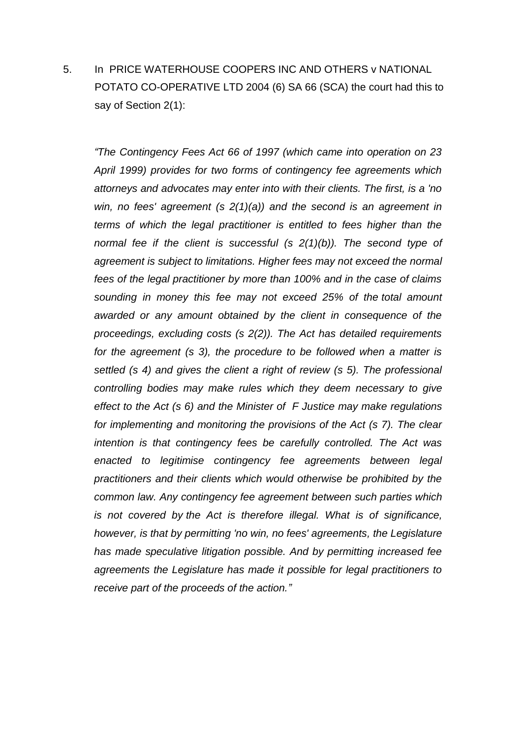5. In PRICE WATERHOUSE COOPERS INC AND OTHERS v NATIONAL POTATO CO-OPERATIVE LTD 2004 (6) SA 66 (SCA) the court had this to say of Section 2(1):

> *"The Contingency Fees Act 66 of 1997 (which came into operation on 23 April 1999) provides for two forms of contingency fee agreements which attorneys and advocates may enter into with their clients. The first, is a 'no win, no fees' agreement (s 2(1)(a)) and the second is an agreement in terms of which the legal practitioner is entitled to fees higher than the normal fee if the client is successful (s 2(1)(b)). The second type of agreement is subject to limitations. Higher fees may not exceed the normal fees of the legal practitioner by more than 100% and in the case of claims sounding in money this fee may not exceed 25% of the total amount awarded or any amount obtained by the client in consequence of the proceedings, excluding costs (s 2(2)). The Act has detailed requirements for the agreement (s 3), the procedure to be followed when a matter is settled (s 4) and gives the client a right of review (s 5). The professional controlling bodies may make rules which they deem necessary to give effect to the Act (s 6) and the Minister of F Justice may make regulations for implementing and monitoring the provisions of the Act (s 7). The clear intention is that contingency fees be carefully controlled. The Act was enacted to legitimise contingency fee agreements between legal practitioners and their clients which would otherwise be prohibited by the common law. Any contingency fee agreement between such parties which is not covered by the Act is therefore illegal. What is of significance, however, is that by permitting 'no win, no fees' agreements, the Legislature has made speculative litigation possible. And by permitting increased fee agreements the Legislature has made it possible for legal practitioners to receive part of the proceeds of the action."*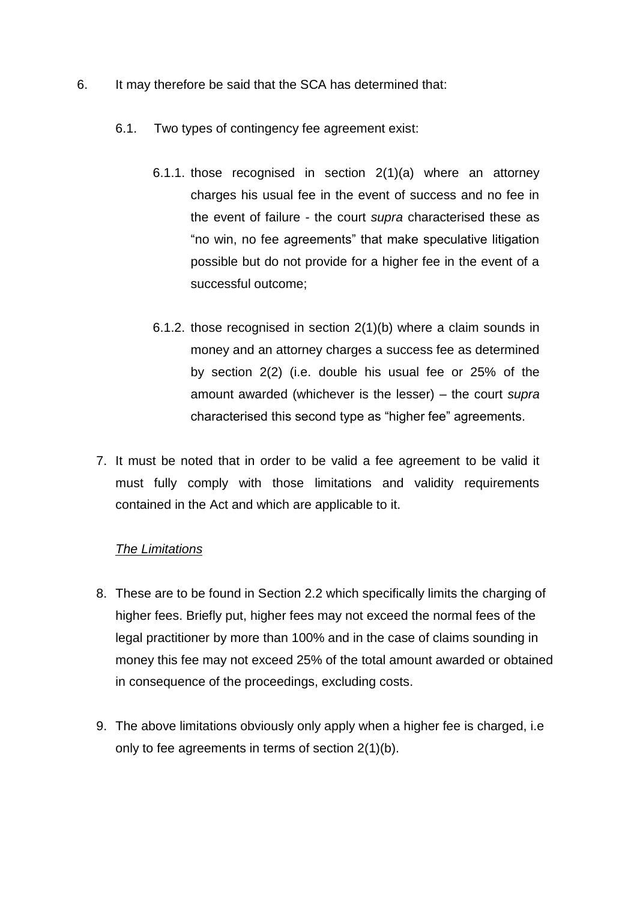6. It may therefore be said that the SCA has determined that:

   6.1. Two types of contingency fee agreement exist:

      6.1.1. those recognised in section 2(1)(a) where an attorney charges his usual fee in the event of success and no fee in the event of failure - the court *supra* characterised these as "no win, no fee agreements" that make speculative litigation possible but do not provide for a higher fee in the event of a successful outcome;

      6.1.2. those recognised in section 2(1)(b) where a claim sounds in money and an attorney charges a success fee as determined by section 2(2) (i.e. double his usual fee or 25% of the amount awarded (whichever is the lesser) – the court *supra* characterised this second type as "higher fee" agreements.

7. It must be noted that in order to be valid a fee agreement to be valid it must fully comply with those limitations and validity requirements contained in the Act and which are applicable to it.

*The Limitations*

8. These are to be found in Section 2.2 which specifically limits the charging of higher fees. Briefly put, higher fees may not exceed the normal fees of the legal practitioner by more than 100% and in the case of claims sounding in money this fee may not exceed 25% of the total amount awarded or obtained in consequence of the proceedings, excluding costs.

9. The above limitations obviously only apply when a higher fee is charged, i.e only to fee agreements in terms of section 2(1)(b).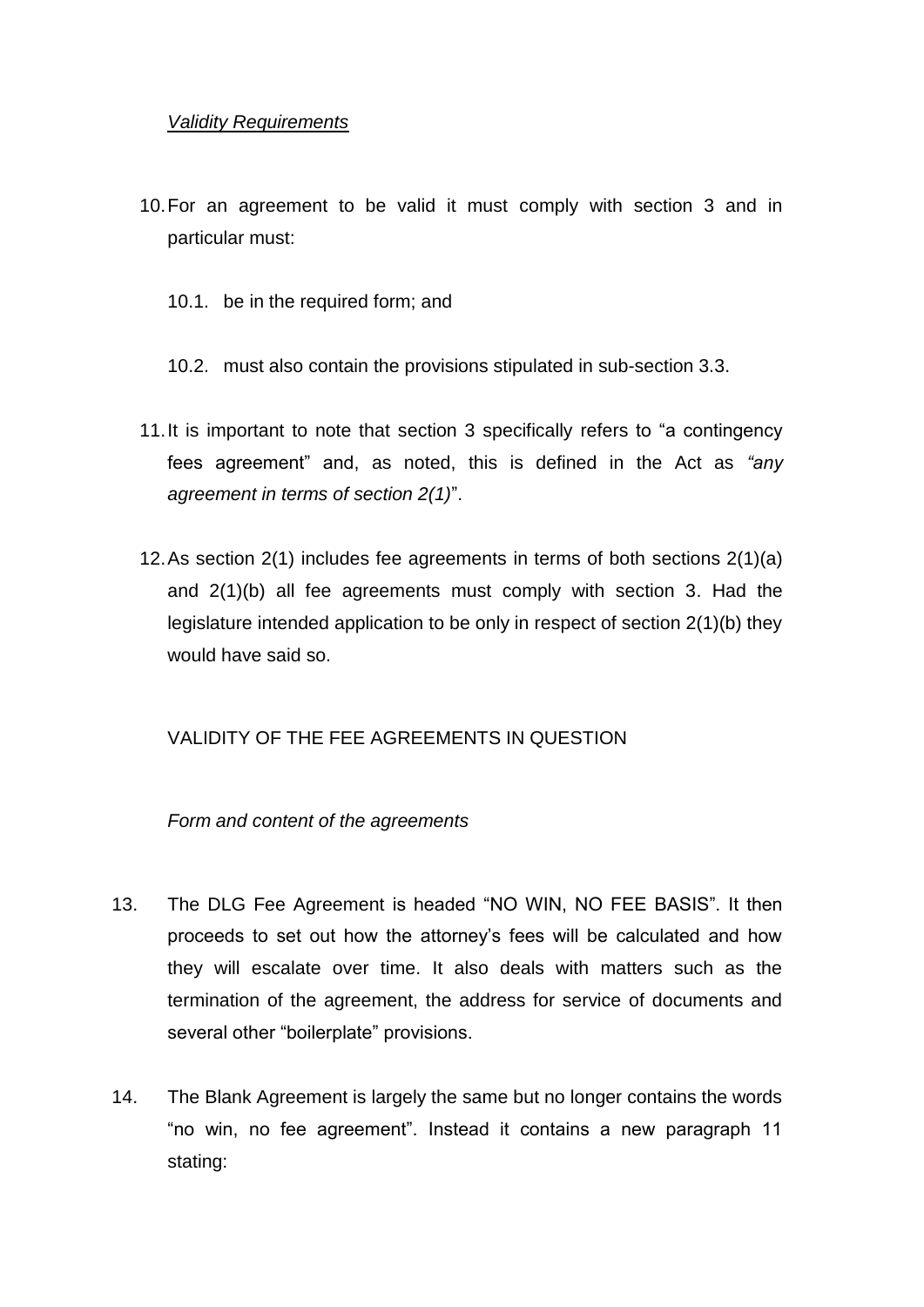*Validity Requirements*

10. For an agreement to be valid it must comply with section 3 and in particular must:

    10.1. be in the required form; and

    10.2. must also contain the provisions stipulated in sub-section 3.3.

11. It is important to note that section 3 specifically refers to "a contingency fees agreement" and, as noted, this is defined in the Act as *"any agreement in terms of section 2(1)*".

12. As section 2(1) includes fee agreements in terms of both sections 2(1)(a) and 2(1)(b) all fee agreements must comply with section 3. Had the legislature intended application to be only in respect of section 2(1)(b) they would have said so.

VALIDITY OF THE FEE AGREEMENTS IN QUESTION

*Form and content of the agreements*

13. The DLG Fee Agreement is headed "NO WIN, NO FEE BASIS". It then proceeds to set out how the attorney's fees will be calculated and how they will escalate over time. It also deals with matters such as the termination of the agreement, the address for service of documents and several other "boilerplate" provisions.

14. The Blank Agreement is largely the same but no longer contains the words "no win, no fee agreement". Instead it contains a new paragraph 11 stating: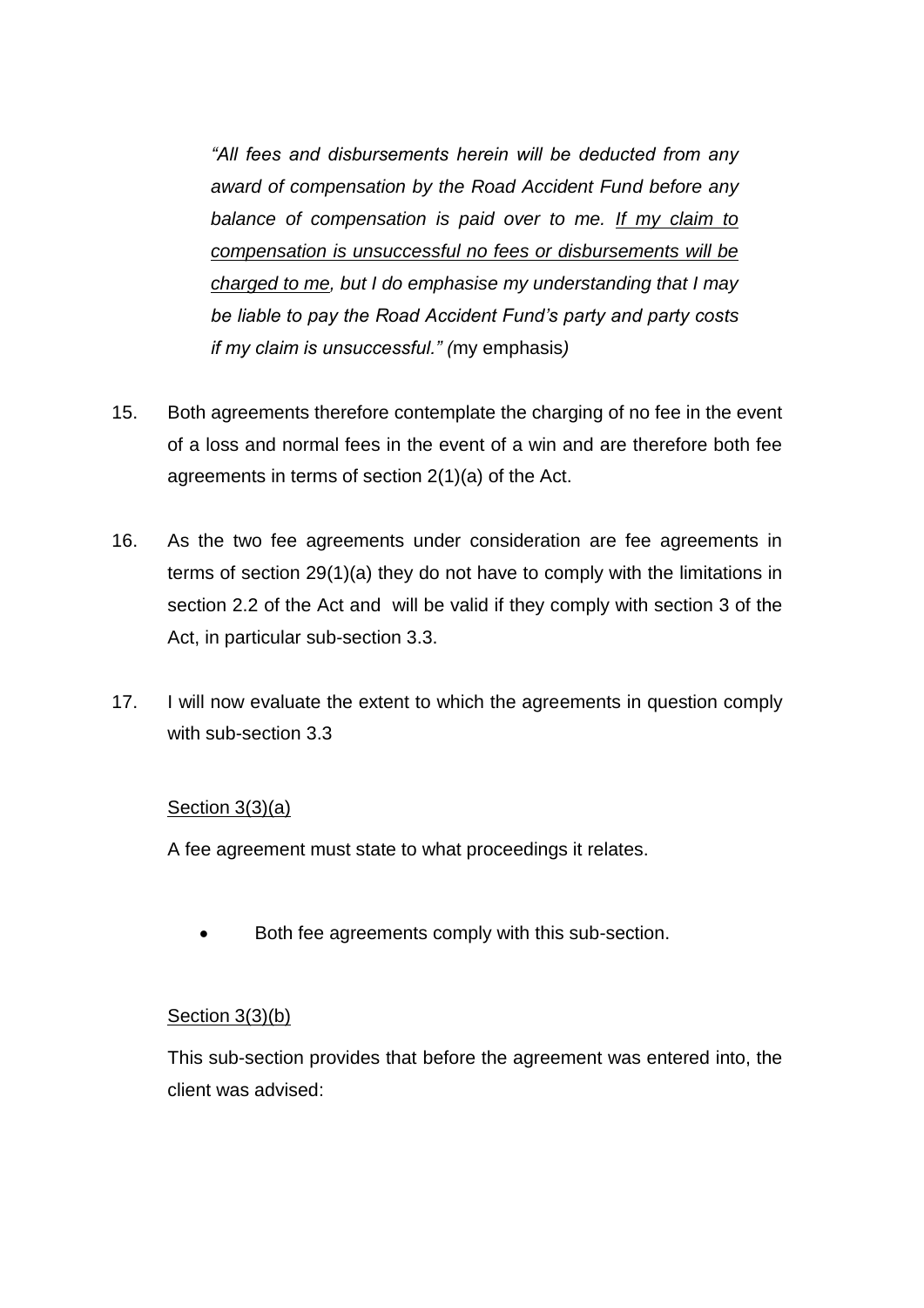> *"All fees and disbursements herein will be deducted from any award of compensation by the Road Accident Fund before any balance of compensation is paid over to me. <u>If my claim to compensation is unsuccessful no fees or disbursements will be charged to me</u>, but I do emphasise my understanding that I may be liable to pay the Road Accident Fund's party and party costs if my claim is unsuccessful." (*my emphasis*)*

15. Both agreements therefore contemplate the charging of no fee in the event of a loss and normal fees in the event of a win and are therefore both fee agreements in terms of section 2(1)(a) of the Act.

16. As the two fee agreements under consideration are fee agreements in terms of section 29(1)(a) they do not have to comply with the limitations in section 2.2 of the Act and will be valid if they comply with section 3 of the Act, in particular sub-section 3.3.

17. I will now evaluate the extent to which the agreements in question comply with sub-section 3.3

<u>Section 3(3)(a)</u>

A fee agreement must state to what proceedings it relates.

- Both fee agreements comply with this sub-section.

<u>Section 3(3)(b)</u>

This sub-section provides that before the agreement was entered into, the client was advised: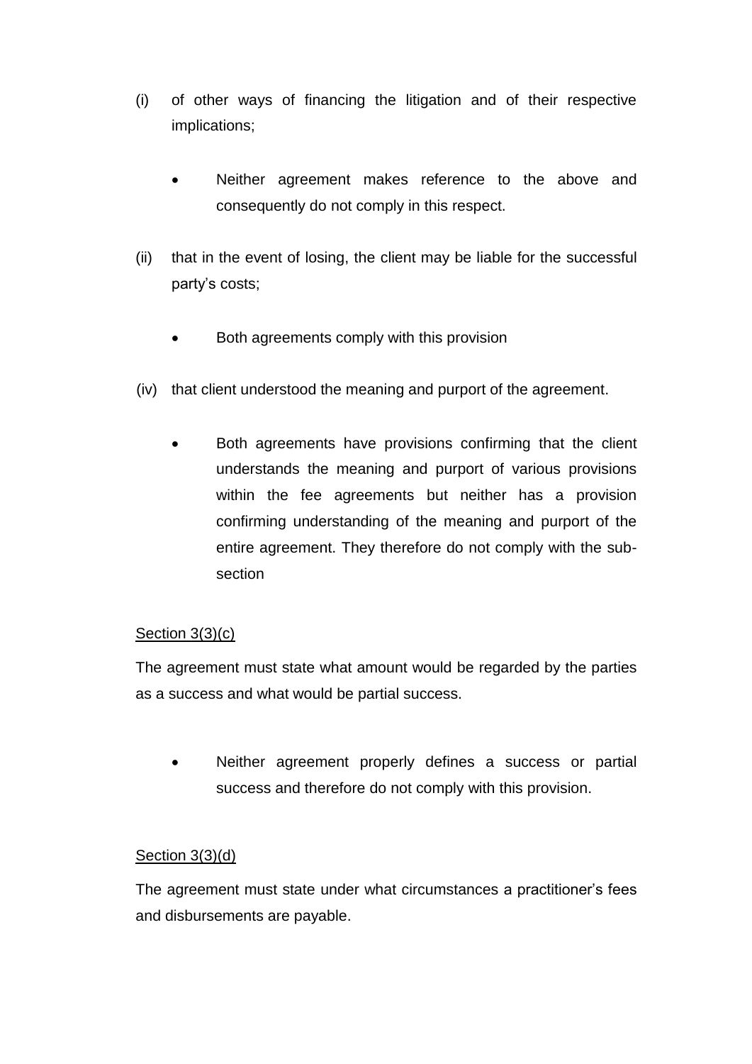(i) of other ways of financing the litigation and of their respective implications;

- Neither agreement makes reference to the above and consequently do not comply in this respect.

(ii) that in the event of losing, the client may be liable for the successful party's costs;

- Both agreements comply with this provision

(iv) that client understood the meaning and purport of the agreement.

- Both agreements have provisions confirming that the client understands the meaning and purport of various provisions within the fee agreements but neither has a provision confirming understanding of the meaning and purport of the entire agreement. They therefore do not comply with the sub-section

<u>Section 3(3)(c)</u>

The agreement must state what amount would be regarded by the parties as a success and what would be partial success.

- Neither agreement properly defines a success or partial success and therefore do not comply with this provision.

<u>Section 3(3)(d)</u>

The agreement must state under what circumstances a practitioner's fees and disbursements are payable.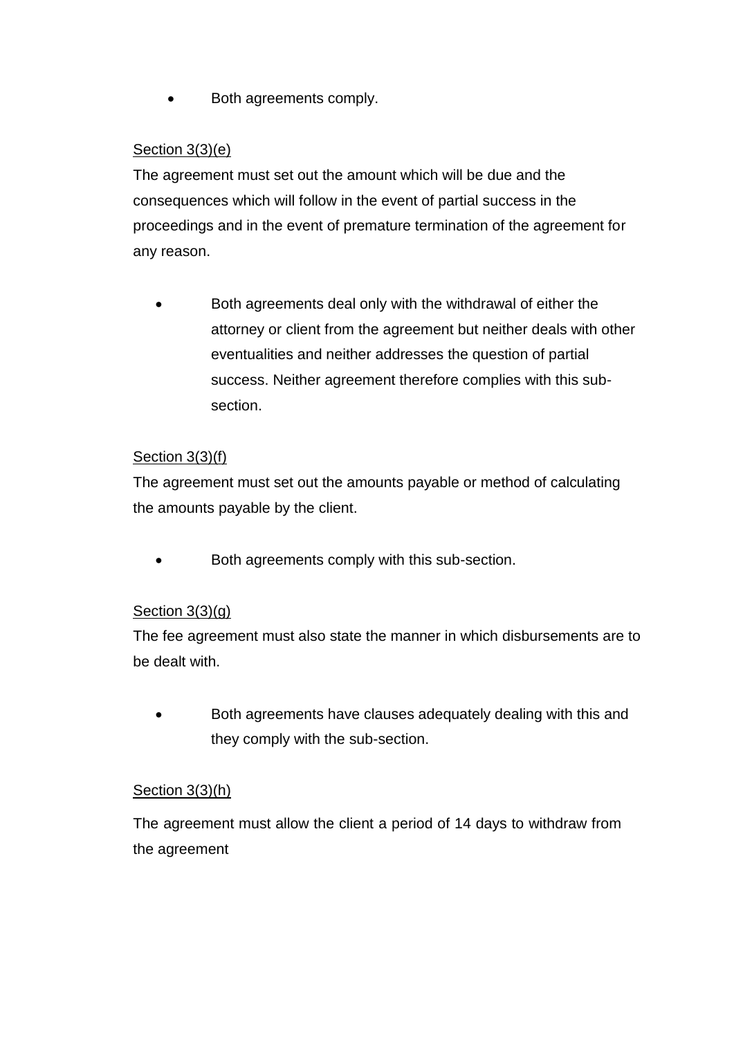- Both agreements comply.

<u>Section 3(3)(e)</u>

The agreement must set out the amount which will be due and the consequences which will follow in the event of partial success in the proceedings and in the event of premature termination of the agreement for any reason.

- Both agreements deal only with the withdrawal of either the attorney or client from the agreement but neither deals with other eventualities and neither addresses the question of partial success. Neither agreement therefore complies with this sub-section.

<u>Section 3(3)(f)</u>

The agreement must set out the amounts payable or method of calculating the amounts payable by the client.

- Both agreements comply with this sub-section.

<u>Section 3(3)(g)</u>

The fee agreement must also state the manner in which disbursements are to be dealt with.

- Both agreements have clauses adequately dealing with this and they comply with the sub-section.

<u>Section 3(3)(h)</u>

The agreement must allow the client a period of 14 days to withdraw from the agreement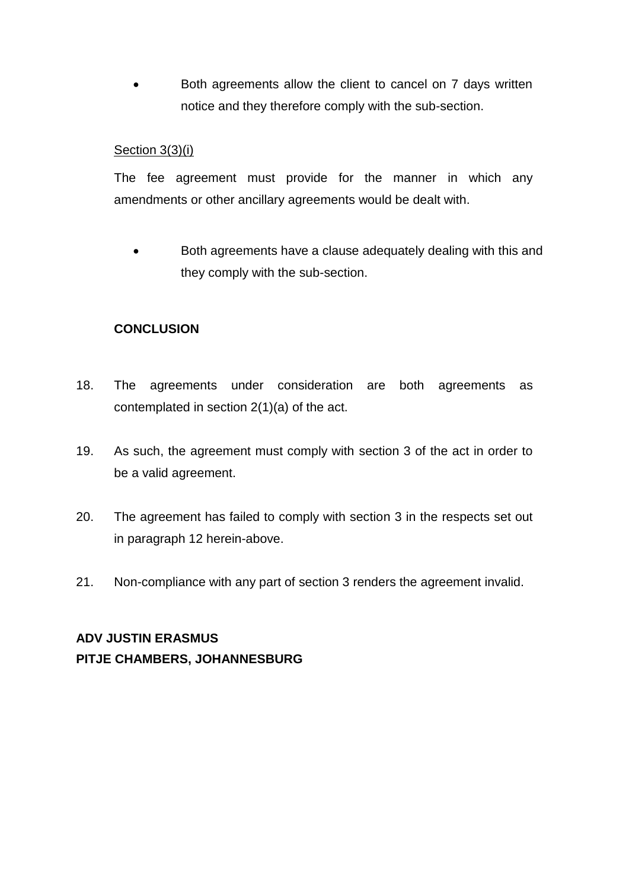- Both agreements allow the client to cancel on 7 days written notice and they therefore comply with the sub-section.

Section 3(3)(i)

The fee agreement must provide for the manner in which any amendments or other ancillary agreements would be dealt with.

- Both agreements have a clause adequately dealing with this and they comply with the sub-section.

**CONCLUSION**

18. The agreements under consideration are both agreements as contemplated in section 2(1)(a) of the act.

19. As such, the agreement must comply with section 3 of the act in order to be a valid agreement.

20. The agreement has failed to comply with section 3 in the respects set out in paragraph 12 herein-above.

21. Non-compliance with any part of section 3 renders the agreement invalid.

**ADV JUSTIN ERASMUS**
**PITJE CHAMBERS, JOHANNESBURG**